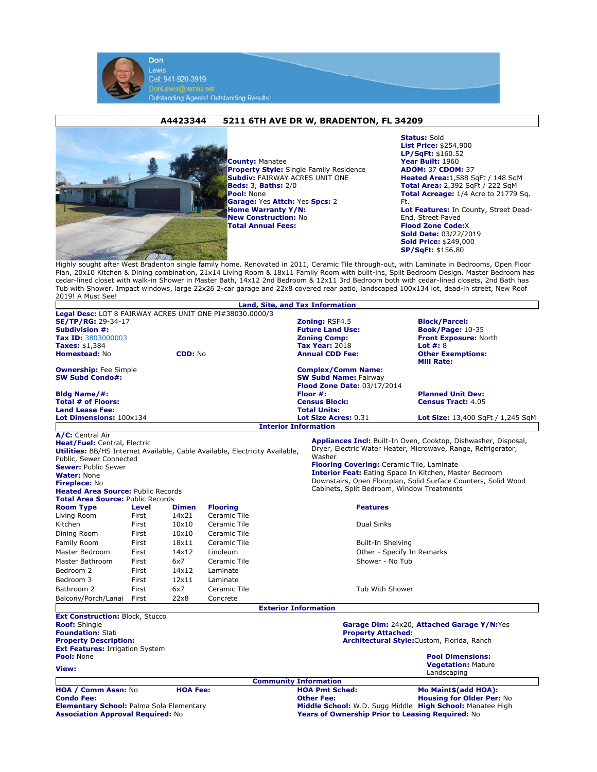Don
Lewis
Cell: 941-920-3919
DonLewis@remax.net
Outstanding Agents! Outstanding Results!

## A4423344 5211 6TH AVE DR W, BRADENTON, FL 34209

**County:** Manatee
**Property Style:** Single Family Residence
**Subdiv:** FAIRWAY ACRES UNIT ONE
**Beds:** 3, **Baths:** 2/0
**Pool:** None
**Garage:** Yes **Attch:** Yes **Spcs:** 2
**Home Warranty Y/N:**
**New Construction:** No
**Total Annual Fees:**

**Status:** Sold
**List Price:** $254,900
**LP/SqFt:** $160.52
**Year Built:** 1960
**ADOM:** 37 **CDOM:** 37
**Heated Area:** 1,588 SqFt / 148 SqM
**Total Area:** 2,392 SqFt / 222 SqM
**Total Acreage:** 1/4 Acre to 21779 Sq. Ft.
**Lot Features:** In County, Street Dead-End, Street Paved
**Flood Zone Code:** X
**Sold Date:** 03/22/2019
**Sold Price:** $249,000
**SP/SqFt:** $156.80

Highly sought after West Bradenton single family home. Renovated in 2011, Ceramic Tile through-out, with Laminate in Bedrooms, Open Floor Plan, 20x10 Kitchen & Dining combination, 21x14 Living Room & 18x11 Family Room with built-ins, Split Bedroom Design. Master Bedroom has cedar-lined closet with walk-in Shower in Master Bath, 14x12 2nd Bedroom & 12x11 3rd Bedroom both with cedar-lined closets, 2nd Bath has Tub with Shower. Impact windows, large 22x26 2-car garage and 22x8 covered rear patio, landscaped 100x134 lot, dead-in street, New Roof 2019! A Must See!

### Land, Site, and Tax Information

**Legal Desc:** LOT 8 FAIRWAY ACRES UNIT ONE PI#38030.0000/3
**SE/TP/RG:** 29-34-17
**Subdivision #:**
**Tax ID:** 3803000003
**Taxes:** $1,384
**Homestead:** No **CDD:** No
**Zoning:** RSF4.5
**Future Land Use:**
**Zoning Comp:**
**Tax Year:** 2018
**Annual CDD Fee:**
**Block/Parcel:**
**Book/Page:** 10-35
**Front Exposure:** North
**Lot #:** 8
**Other Exemptions:**
**Mill Rate:**

**Ownership:** Fee Simple
**SW Subd Condo#:**
**Complex/Comm Name:**
**SW Subd Name:** Fairway
**Flood Zone Date:** 03/17/2014

**Bldg Name/#:**
**Total # of Floors:**
**Land Lease Fee:**
**Lot Dimensions:** 100x134
**Floor #:**
**Census Block:**
**Total Units:**
**Lot Size Acres:** 0.31
**Planned Unit Dev:**
**Census Tract:** 4.05
**Lot Size:** 13,400 SqFt / 1,245 SqM

### Interior Information

**A/C:** Central Air
**Heat/Fuel:** Central, Electric
**Utilities:** BB/HS Internet Available, Cable Available, Electricity Available, Public, Sewer Connected
**Sewer:** Public Sewer
**Water:** None
**Fireplace:** No
**Heated Area Source:** Public Records
**Total Area Source:** Public Records

**Appliances Incl:** Built-In Oven, Cooktop, Dishwasher, Disposal, Dryer, Electric Water Heater, Microwave, Range, Refrigerator, Washer
**Flooring Covering:** Ceramic Tile, Laminate
**Interior Feat:** Eating Space In Kitchen, Master Bedroom Downstairs, Open Floorplan, Solid Surface Counters, Solid Wood Cabinets, Split Bedroom, Window Treatments

| Room Type | Level | Dimen | Flooring | Features |
|---|---|---|---|---|
| Living Room | First | 14x21 | Ceramic Tile | |
| Kitchen | First | 10x10 | Ceramic Tile | Dual Sinks |
| Dining Room | First | 10x10 | Ceramic Tile | |
| Family Room | First | 18x11 | Ceramic Tile | Built-In Shelving |
| Master Bedroom | First | 14x12 | Linoleum | Other - Specify In Remarks |
| Master Bathroom | First | 6x7 | Ceramic Tile | Shower - No Tub |
| Bedroom 2 | First | 14x12 | Laminate | |
| Bedroom 3 | First | 12x11 | Laminate | |
| Bathroom 2 | First | 6x7 | Ceramic Tile | Tub With Shower |
| Balcony/Porch/Lanai | First | 22x8 | Concrete | |

### Exterior Information

**Ext Construction:** Block, Stucco
**Roof:** Shingle
**Foundation:** Slab
**Property Description:**
**Ext Features:** Irrigation System
**Pool:** None
**View:**

**Garage Dim:** 24x20, **Attached Garage Y/N:** Yes
**Property Attached:**
**Architectural Style:** Custom, Florida, Ranch
**Pool Dimensions:**
**Vegetation:** Mature Landscaping

### Community Information

**HOA / Comm Assn:** No **HOA Fee:**
**Condo Fee:**
**Elementary School:** Palma Sola Elementary
**Association Approval Required:** No
**HOA Pmt Sched:**
**Other Fee:**
**Middle School:** W.D. Sugg Middle
**Years of Ownership Prior to Leasing Required:** No
**Mo Maint$(add HOA):**
**Housing for Older Per:** No
**High School:** Manatee High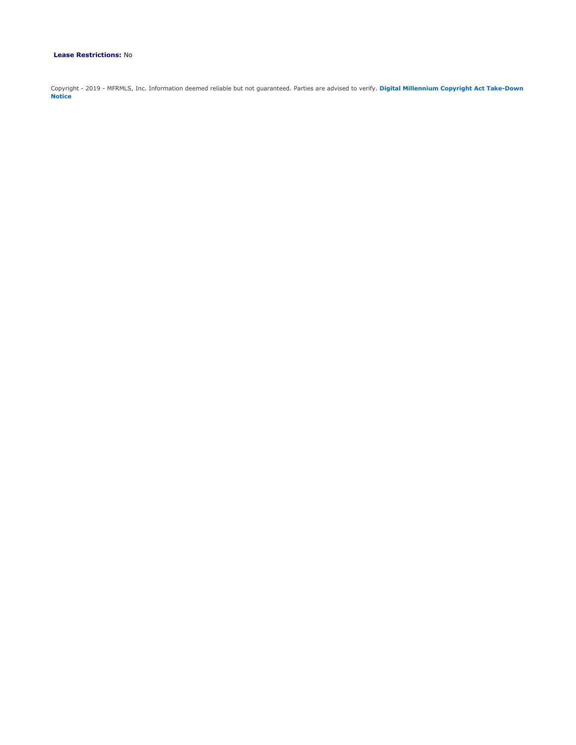**Lease Restrictions:** No

Copyright - 2019 - MFRMLS, Inc. Information deemed reliable but not guaranteed. Parties are advised to verify. **Digital Millennium Copyright Act Take-Down Notice**